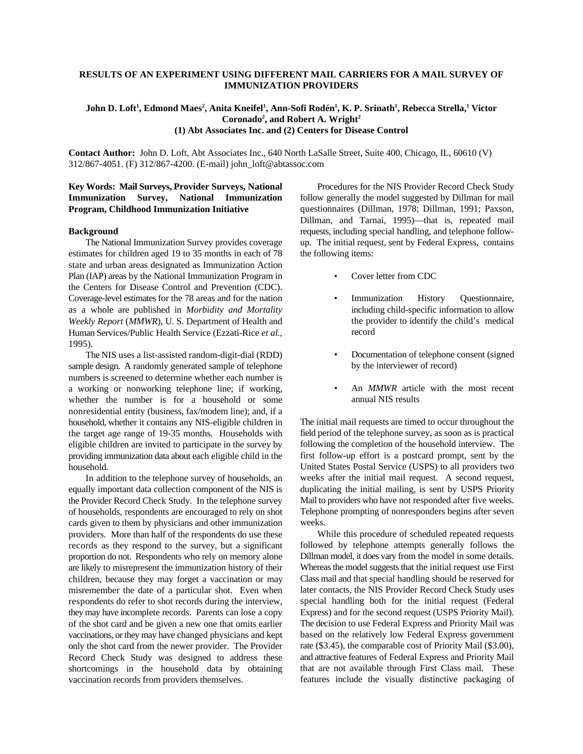# RESULTS OF AN EXPERIMENT USING DIFFERENT MAIL CARRIERS FOR A MAIL SURVEY OF IMMUNIZATION PROVIDERS

**John D. Loft[1], Edmond Maes[2], Anita Kneifel[1], Ann-Sofi Rodén[1], K. P. Srinath[1], Rebecca Strella,[1] Victor Coronado[2], and Robert A. Wright[2]**
**(1) Abt Associates Inc. and (2) Centers for Disease Control**

**Contact Author:** John D. Loft, Abt Associates Inc., 640 North LaSalle Street, Suite 400, Chicago, IL, 60610 (V) 312/867-4051. (F) 312/867-4200. (E-mail) john_loft@abtassoc.com

**Key Words: Mail Surveys, Provider Surveys, National Immunization Survey, National Immunization Program, Childhood Immunization Initiative**

## Background

The National Immunization Survey provides coverage estimates for children aged 19 to 35 months in each of 78 state and urban areas designated as Immunization Action Plan (IAP) areas by the National Immunization Program in the Centers for Disease Control and Prevention (CDC). Coverage-level estimates for the 78 areas and for the nation as a whole are published in *Morbidity and Mortality Weekly Report* (*MMWR*), U. S. Department of Health and Human Services/Public Health Service (Ezzati-Rice *et al.*, 1995).

The NIS uses a list-assisted random-digit-dial (RDD) sample design. A randomly generated sample of telephone numbers is screened to determine whether each number is a working or nonworking telephone line; if working, whether the number is for a household or some nonresidential entity (business, fax/modem line); and, if a household, whether it contains any NIS-eligible children in the target age range of 19-35 months. Households with eligible children are invited to participate in the survey by providing immunization data about each eligible child in the household.

In addition to the telephone survey of households, an equally important data collection component of the NIS is the Provider Record Check Study. In the telephone survey of households, respondents are encouraged to rely on shot cards given to them by physicians and other immunization providers. More than half of the respondents do use these records as they respond to the survey, but a significant proportion do not. Respondents who rely on memory alone are likely to misrepresent the immunization history of their children, because they may forget a vaccination or may misremember the date of a particular shot. Even when respondents do refer to shot records during the interview, they may have incomplete records. Parents can lose a copy of the shot card and be given a new one that omits earlier vaccinations, or they may have changed physicians and kept only the shot card from the newer provider. The Provider Record Check Study was designed to address these shortcomings in the household data by obtaining vaccination records from providers themselves.

Procedures for the NIS Provider Record Check Study follow generally the model suggested by Dillman for mail questionnaires (Dillman, 1978; Dillman, 1991; Paxson, Dillman, and Tarnai, 1995)—that is, repeated mail requests, including special handling, and telephone follow-up. The initial request, sent by Federal Express, contains the following items:

- Cover letter from CDC
- Immunization History Questionnaire, including child-specific information to allow the provider to identify the child's medical record
- Documentation of telephone consent (signed by the interviewer of record)
- An *MMWR* article with the most recent annual NIS results

The initial mail requests are timed to occur throughout the field period of the telephone survey, as soon as is practical following the completion of the household interview. The first follow-up effort is a postcard prompt, sent by the United States Postal Service (USPS) to all providers two weeks after the initial mail request. A second request, duplicating the initial mailing, is sent by USPS Priority Mail to providers who have not responded after five weeks. Telephone prompting of nonresponders begins after seven weeks.

While this procedure of scheduled repeated requests followed by telephone attempts generally follows the Dillman model, it does vary from the model in some details. Whereas the model suggests that the initial request use First Class mail and that special handling should be reserved for later contacts, the NIS Provider Record Check Study uses special handling both for the initial request (Federal Express) and for the second request (USPS Priority Mail). The decision to use Federal Express and Priority Mail was based on the relatively low Federal Express government rate ($3.45), the comparable cost of Priority Mail ($3.00), and attractive features of Federal Express and Priority Mail that are not available through First Class mail. These features include the visually distinctive packaging of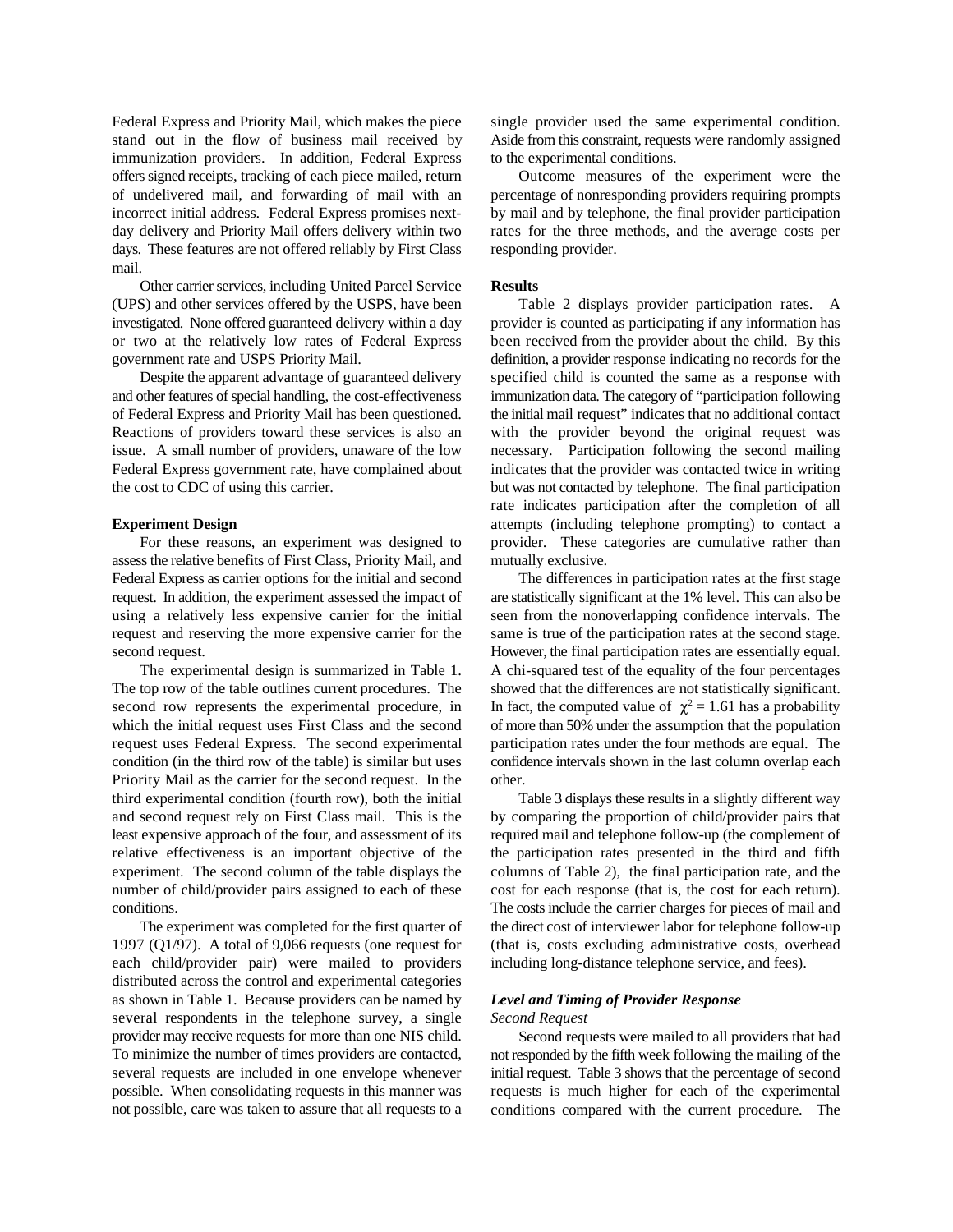Federal Express and Priority Mail, which makes the piece stand out in the flow of business mail received by immunization providers. In addition, Federal Express offers signed receipts, tracking of each piece mailed, return of undelivered mail, and forwarding of mail with an incorrect initial address. Federal Express promises next-day delivery and Priority Mail offers delivery within two days. These features are not offered reliably by First Class mail.

Other carrier services, including United Parcel Service (UPS) and other services offered by the USPS, have been investigated. None offered guaranteed delivery within a day or two at the relatively low rates of Federal Express government rate and USPS Priority Mail.

Despite the apparent advantage of guaranteed delivery and other features of special handling, the cost-effectiveness of Federal Express and Priority Mail has been questioned. Reactions of providers toward these services is also an issue. A small number of providers, unaware of the low Federal Express government rate, have complained about the cost to CDC of using this carrier.

**Experiment Design**

For these reasons, an experiment was designed to assess the relative benefits of First Class, Priority Mail, and Federal Express as carrier options for the initial and second request. In addition, the experiment assessed the impact of using a relatively less expensive carrier for the initial request and reserving the more expensive carrier for the second request.

The experimental design is summarized in Table 1. The top row of the table outlines current procedures. The second row represents the experimental procedure, in which the initial request uses First Class and the second request uses Federal Express. The second experimental condition (in the third row of the table) is similar but uses Priority Mail as the carrier for the second request. In the third experimental condition (fourth row), both the initial and second request rely on First Class mail. This is the least expensive approach of the four, and assessment of its relative effectiveness is an important objective of the experiment. The second column of the table displays the number of child/provider pairs assigned to each of these conditions.

The experiment was completed for the first quarter of 1997 (Q1/97). A total of 9,066 requests (one request for each child/provider pair) were mailed to providers distributed across the control and experimental categories as shown in Table 1. Because providers can be named by several respondents in the telephone survey, a single provider may receive requests for more than one NIS child. To minimize the number of times providers are contacted, several requests are included in one envelope whenever possible. When consolidating requests in this manner was not possible, care was taken to assure that all requests to a single provider used the same experimental condition. Aside from this constraint, requests were randomly assigned to the experimental conditions.

Outcome measures of the experiment were the percentage of nonresponding providers requiring prompts by mail and by telephone, the final provider participation rates for the three methods, and the average costs per responding provider.

**Results**

Table 2 displays provider participation rates. A provider is counted as participating if any information has been received from the provider about the child. By this definition, a provider response indicating no records for the specified child is counted the same as a response with immunization data. The category of "participation following the initial mail request" indicates that no additional contact with the provider beyond the original request was necessary. Participation following the second mailing indicates that the provider was contacted twice in writing but was not contacted by telephone. The final participation rate indicates participation after the completion of all attempts (including telephone prompting) to contact a provider. These categories are cumulative rather than mutually exclusive.

The differences in participation rates at the first stage are statistically significant at the 1% level. This can also be seen from the nonoverlapping confidence intervals. The same is true of the participation rates at the second stage. However, the final participation rates are essentially equal. A chi-squared test of the equality of the four percentages showed that the differences are not statistically significant. In fact, the computed value of $\chi^2 = 1.61$ has a probability of more than 50% under the assumption that the population participation rates under the four methods are equal. The confidence intervals shown in the last column overlap each other.

Table 3 displays these results in a slightly different way by comparing the proportion of child/provider pairs that required mail and telephone follow-up (the complement of the participation rates presented in the third and fifth columns of Table 2), the final participation rate, and the cost for each response (that is, the cost for each return). The costs include the carrier charges for pieces of mail and the direct cost of interviewer labor for telephone follow-up (that is, costs excluding administrative costs, overhead including long-distance telephone service, and fees).

***Level and Timing of Provider Response***

*Second Request*

Second requests were mailed to all providers that had not responded by the fifth week following the mailing of the initial request. Table 3 shows that the percentage of second requests is much higher for each of the experimental conditions compared with the current procedure. The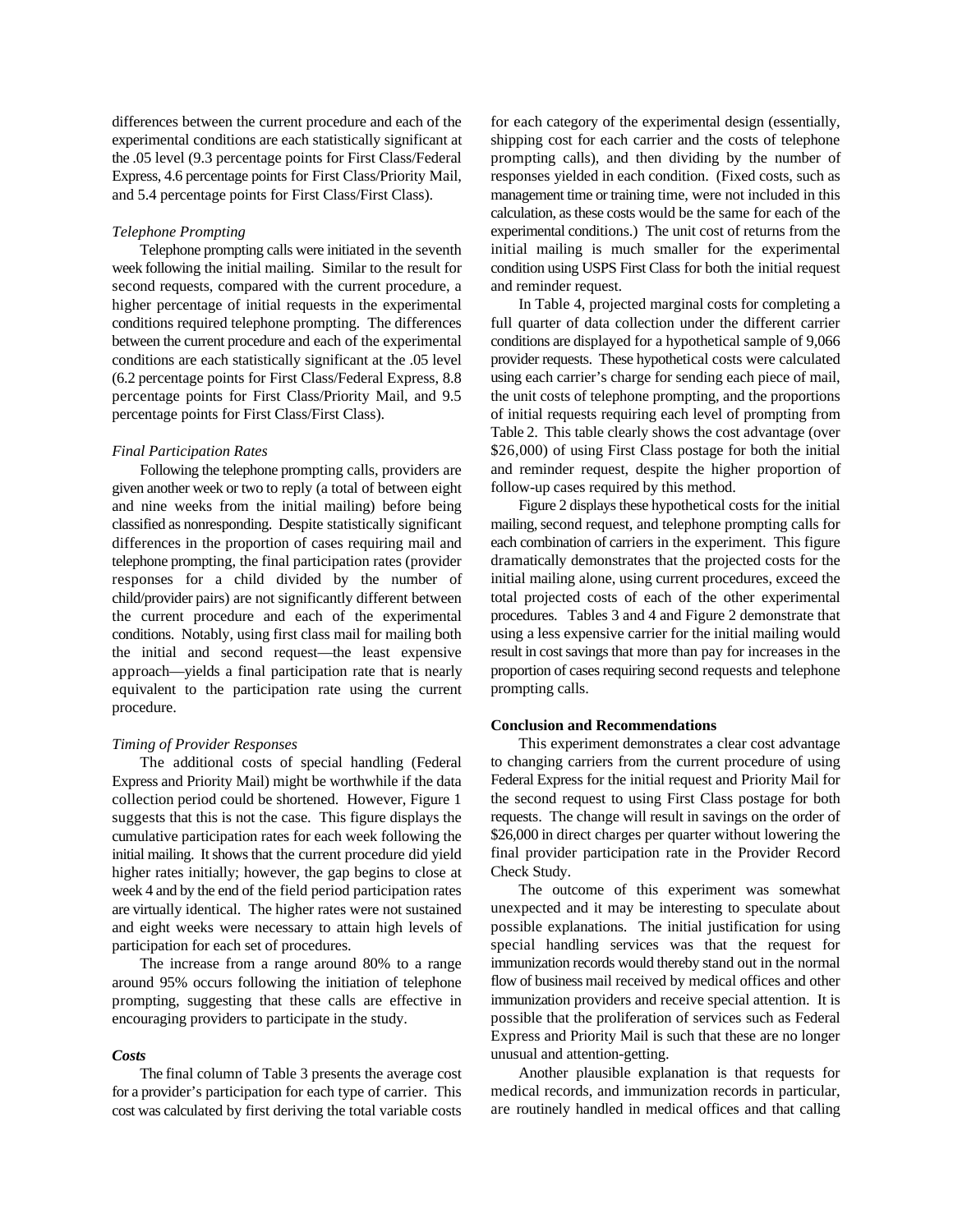differences between the current procedure and each of the experimental conditions are each statistically significant at the .05 level (9.3 percentage points for First Class/Federal Express, 4.6 percentage points for First Class/Priority Mail, and 5.4 percentage points for First Class/First Class).

*Telephone Prompting*

Telephone prompting calls were initiated in the seventh week following the initial mailing. Similar to the result for second requests, compared with the current procedure, a higher percentage of initial requests in the experimental conditions required telephone prompting. The differences between the current procedure and each of the experimental conditions are each statistically significant at the .05 level (6.2 percentage points for First Class/Federal Express, 8.8 percentage points for First Class/Priority Mail, and 9.5 percentage points for First Class/First Class).

*Final Participation Rates*

Following the telephone prompting calls, providers are given another week or two to reply (a total of between eight and nine weeks from the initial mailing) before being classified as nonresponding. Despite statistically significant differences in the proportion of cases requiring mail and telephone prompting, the final participation rates (provider responses for a child divided by the number of child/provider pairs) are not significantly different between the current procedure and each of the experimental conditions. Notably, using first class mail for mailing both the initial and second request—the least expensive approach—yields a final participation rate that is nearly equivalent to the participation rate using the current procedure.

*Timing of Provider Responses*

The additional costs of special handling (Federal Express and Priority Mail) might be worthwhile if the data collection period could be shortened. However, Figure 1 suggests that this is not the case. This figure displays the cumulative participation rates for each week following the initial mailing. It shows that the current procedure did yield higher rates initially; however, the gap begins to close at week 4 and by the end of the field period participation rates are virtually identical. The higher rates were not sustained and eight weeks were necessary to attain high levels of participation for each set of procedures.

The increase from a range around 80% to a range around 95% occurs following the initiation of telephone prompting, suggesting that these calls are effective in encouraging providers to participate in the study.

***Costs***

The final column of Table 3 presents the average cost for a provider's participation for each type of carrier. This cost was calculated by first deriving the total variable costs for each category of the experimental design (essentially, shipping cost for each carrier and the costs of telephone prompting calls), and then dividing by the number of responses yielded in each condition. (Fixed costs, such as management time or training time, were not included in this calculation, as these costs would be the same for each of the experimental conditions.) The unit cost of returns from the initial mailing is much smaller for the experimental condition using USPS First Class for both the initial request and reminder request.

In Table 4, projected marginal costs for completing a full quarter of data collection under the different carrier conditions are displayed for a hypothetical sample of 9,066 provider requests. These hypothetical costs were calculated using each carrier's charge for sending each piece of mail, the unit costs of telephone prompting, and the proportions of initial requests requiring each level of prompting from Table 2. This table clearly shows the cost advantage (over $26,000) of using First Class postage for both the initial and reminder request, despite the higher proportion of follow-up cases required by this method.

Figure 2 displays these hypothetical costs for the initial mailing, second request, and telephone prompting calls for each combination of carriers in the experiment. This figure dramatically demonstrates that the projected costs for the initial mailing alone, using current procedures, exceed the total projected costs of each of the other experimental procedures. Tables 3 and 4 and Figure 2 demonstrate that using a less expensive carrier for the initial mailing would result in cost savings that more than pay for increases in the proportion of cases requiring second requests and telephone prompting calls.

**Conclusion and Recommendations**

This experiment demonstrates a clear cost advantage to changing carriers from the current procedure of using Federal Express for the initial request and Priority Mail for the second request to using First Class postage for both requests. The change will result in savings on the order of $26,000 in direct charges per quarter without lowering the final provider participation rate in the Provider Record Check Study.

The outcome of this experiment was somewhat unexpected and it may be interesting to speculate about possible explanations. The initial justification for using special handling services was that the request for immunization records would thereby stand out in the normal flow of business mail received by medical offices and other immunization providers and receive special attention. It is possible that the proliferation of services such as Federal Express and Priority Mail is such that these are no longer unusual and attention-getting.

Another plausible explanation is that requests for medical records, and immunization records in particular, are routinely handled in medical offices and that calling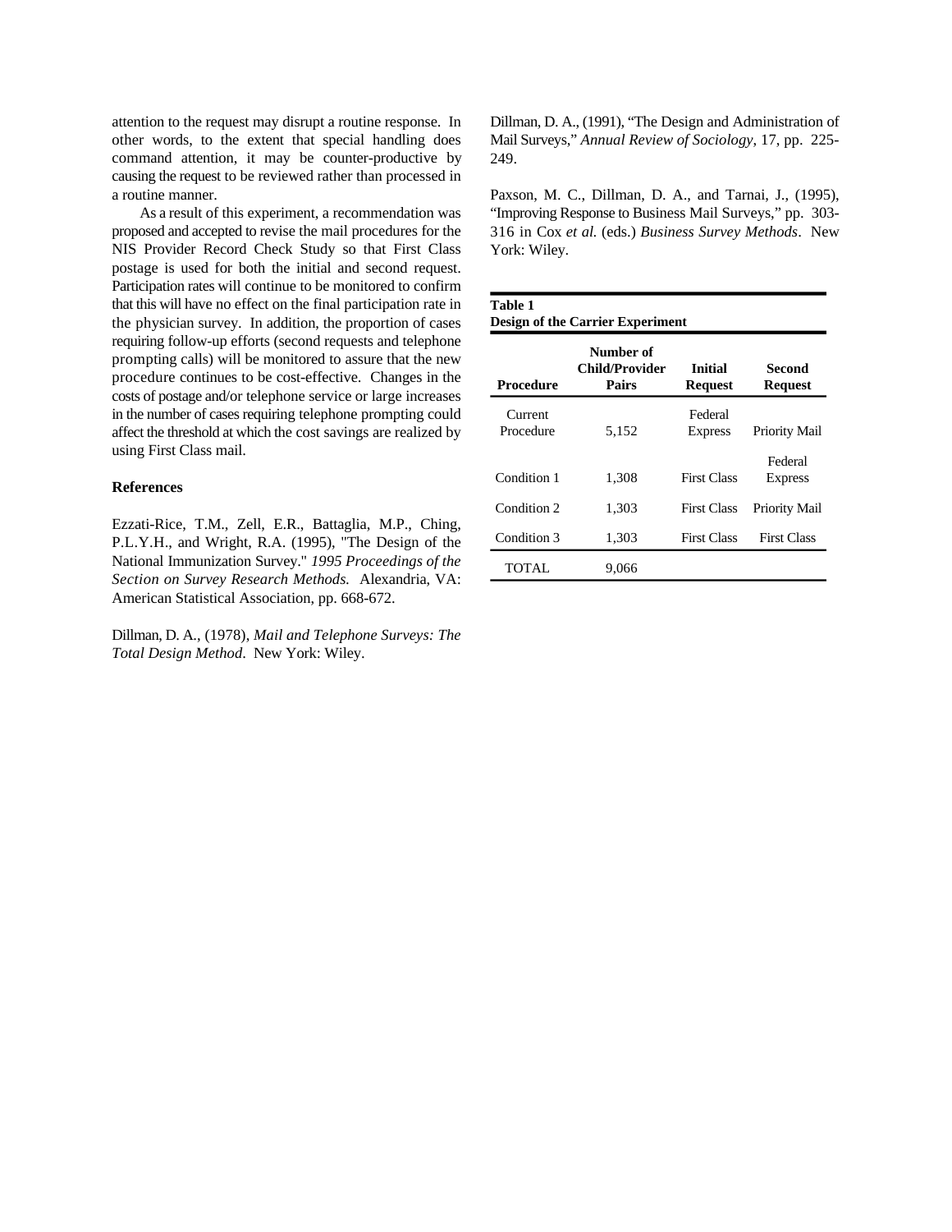attention to the request may disrupt a routine response. In other words, to the extent that special handling does command attention, it may be counter-productive by causing the request to be reviewed rather than processed in a routine manner.

As a result of this experiment, a recommendation was proposed and accepted to revise the mail procedures for the NIS Provider Record Check Study so that First Class postage is used for both the initial and second request. Participation rates will continue to be monitored to confirm that this will have no effect on the final participation rate in the physician survey. In addition, the proportion of cases requiring follow-up efforts (second requests and telephone prompting calls) will be monitored to assure that the new procedure continues to be cost-effective. Changes in the costs of postage and/or telephone service or large increases in the number of cases requiring telephone prompting could affect the threshold at which the cost savings are realized by using First Class mail.

### References

Ezzati-Rice, T.M., Zell, E.R., Battaglia, M.P., Ching, P.L.Y.H., and Wright, R.A. (1995), "The Design of the National Immunization Survey." *1995 Proceedings of the Section on Survey Research Methods.* Alexandria, VA: American Statistical Association, pp. 668-672.

Dillman, D. A., (1978), *Mail and Telephone Surveys: The Total Design Method*. New York: Wiley.

Dillman, D. A., (1991), "The Design and Administration of Mail Surveys," *Annual Review of Sociology*, 17, pp. 225-249.

Paxson, M. C., Dillman, D. A., and Tarnai, J., (1995), "Improving Response to Business Mail Surveys," pp. 303-316 in Cox *et al.* (eds.) *Business Survey Methods*. New York: Wiley.

**Table 1**
**Design of the Carrier Experiment**

| Procedure | Number of Child/Provider Pairs | Initial Request | Second Request |
|---|---|---|---|
| Current Procedure | 5,152 | Federal Express | Priority Mail |
| Condition 1 | 1,308 | First Class | Federal Express |
| Condition 2 | 1,303 | First Class | Priority Mail |
| Condition 3 | 1,303 | First Class | First Class |
| TOTAL | 9,066 | | |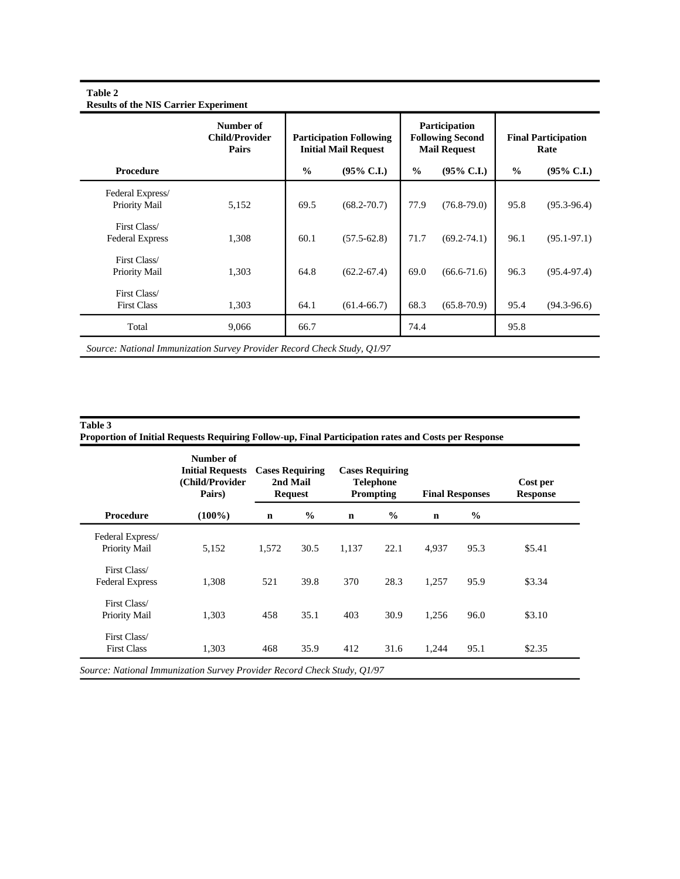**Table 2**
**Results of the NIS Carrier Experiment**

| Procedure | Number of Child/Provider Pairs | Participation Following Initial Mail Request | | Participation Following Second Mail Request | | Final Participation Rate | |
|---|---|---|---|---|---|---|---|
| | | % | (95% C.I.) | % | (95% C.I.) | % | (95% C.I.) |
| Federal Express/ Priority Mail | 5,152 | 69.5 | (68.2-70.7) | 77.9 | (76.8-79.0) | 95.8 | (95.3-96.4) |
| First Class/ Federal Express | 1,308 | 60.1 | (57.5-62.8) | 71.7 | (69.2-74.1) | 96.1 | (95.1-97.1) |
| First Class/ Priority Mail | 1,303 | 64.8 | (62.2-67.4) | 69.0 | (66.6-71.6) | 96.3 | (95.4-97.4) |
| First Class/ First Class | 1,303 | 64.1 | (61.4-66.7) | 68.3 | (65.8-70.9) | 95.4 | (94.3-96.6) |
| Total | 9,066 | 66.7 | | 74.4 | | 95.8 | |

*Source: National Immunization Survey Provider Record Check Study, Q1/97*

**Table 3**
**Proportion of Initial Requests Requiring Follow-up, Final Participation rates and Costs per Response**

| Procedure | Number of Initial Requests (Child/Provider Pairs) | Cases Requiring 2nd Mail Request | | Cases Requiring Telephone Prompting | | Final Responses | | Cost per Response |
|---|---|---|---|---|---|---|---|---|
| | (100%) | n | % | n | % | n | % | |
| Federal Express/ Priority Mail | 5,152 | 1,572 | 30.5 | 1,137 | 22.1 | 4,937 | 95.3 | $5.41 |
| First Class/ Federal Express | 1,308 | 521 | 39.8 | 370 | 28.3 | 1,257 | 95.9 | $3.34 |
| First Class/ Priority Mail | 1,303 | 458 | 35.1 | 403 | 30.9 | 1,256 | 96.0 | $3.10 |
| First Class/ First Class | 1,303 | 468 | 35.9 | 412 | 31.6 | 1,244 | 95.1 | $2.35 |

*Source: National Immunization Survey Provider Record Check Study, Q1/97*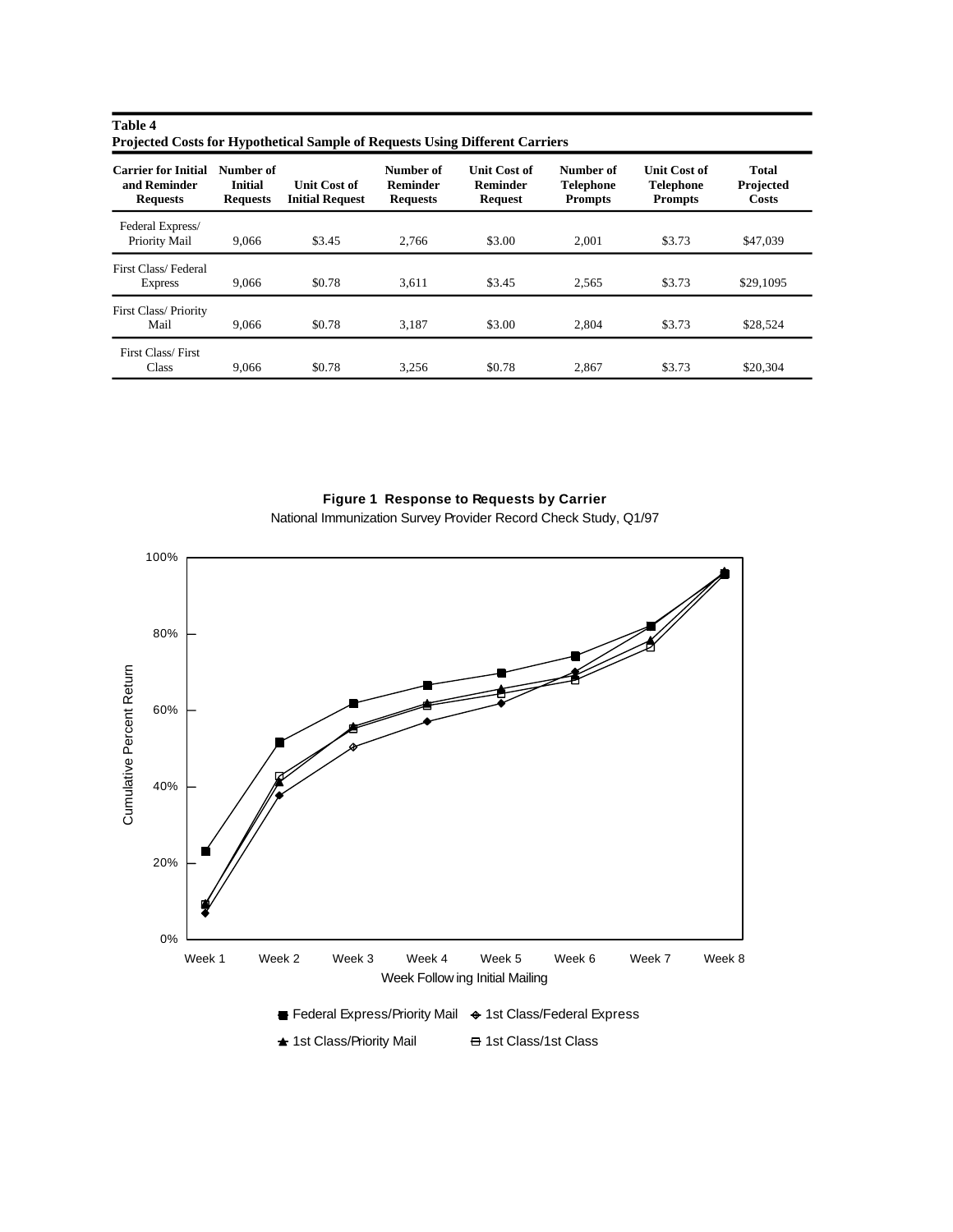**Table 4**
**Projected Costs for Hypothetical Sample of Requests Using Different Carriers**

| Carrier for Initial and Reminder Requests | Number of Initial Requests | Unit Cost of Initial Request | Number of Reminder Requests | Unit Cost of Reminder Request | Number of Telephone Prompts | Unit Cost of Telephone Prompts | Total Projected Costs |
|---|---|---|---|---|---|---|---|
| Federal Express/ Priority Mail | 9,066 | $3.45 | 2,766 | $3.00 | 2,001 | $3.73 | $47,039 |
| First Class/ Federal Express | 9,066 | $0.78 | 3,611 | $3.45 | 2,565 | $3.73 | $29,1095 |
| First Class/ Priority Mail | 9,066 | $0.78 | 3,187 | $3.00 | 2,804 | $3.73 | $28,524 |
| First Class/ First Class | 9,066 | $0.78 | 3,256 | $0.78 | 2,867 | $3.73 | $20,304 |

**Figure 1 Response to Requests by Carrier**
National Immunization Survey Provider Record Check Study, Q1/97

Cumulative Percent Return (0%–100%) by Week Following Initial Mailing (Week 1–Week 8)

Legend: Federal Express/Priority Mail; 1st Class/Federal Express; 1st Class/Priority Mail; 1st Class/1st Class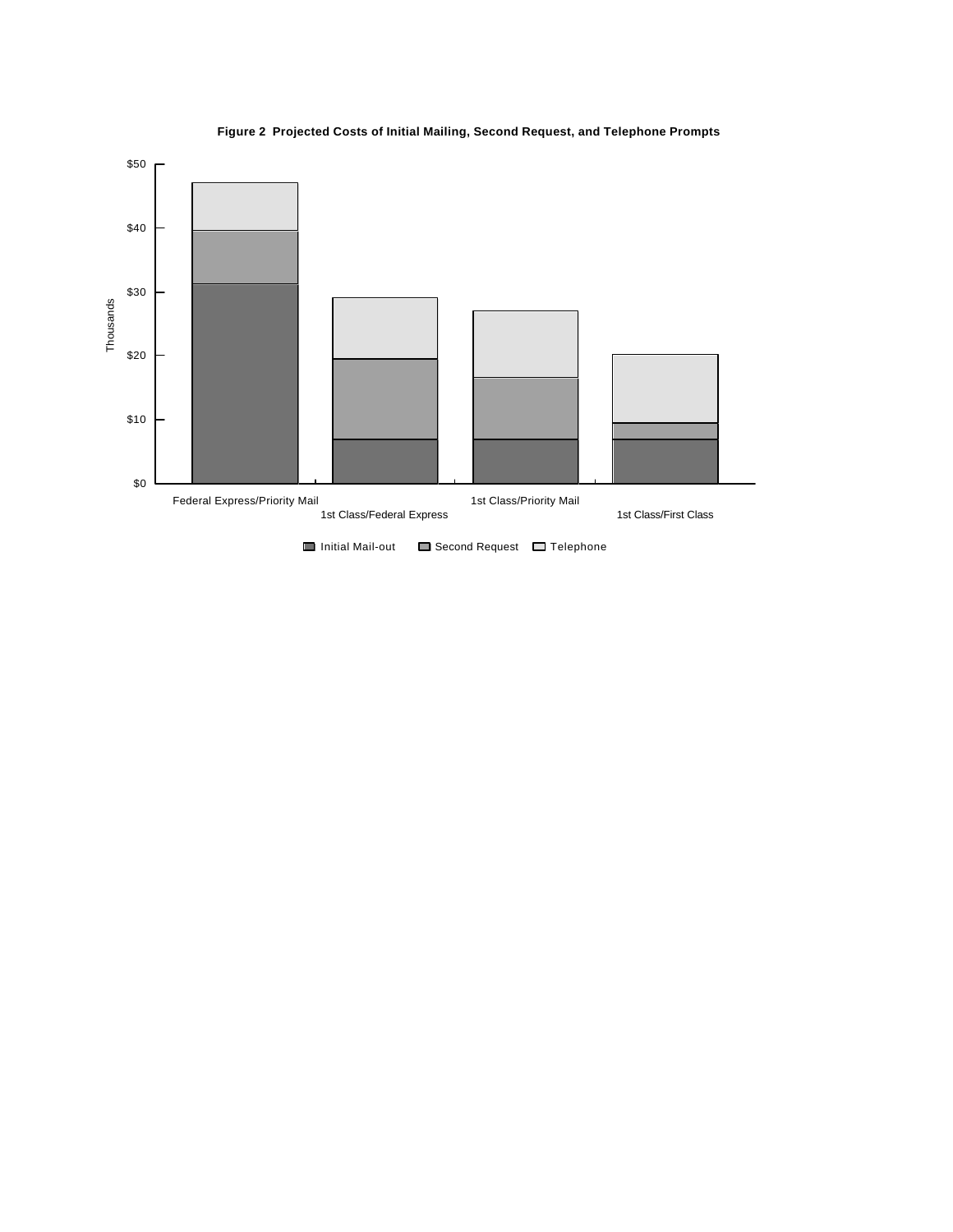**Figure 2 Projected Costs of Initial Mailing, Second Request, and Telephone Prompts**

$50
$40
$30
$20
$10
$0

Thousands

Federal Express/Priority Mail
1st Class/Federal Express
1st Class/Priority Mail
1st Class/First Class

Initial Mail-out
Second Request
Telephone